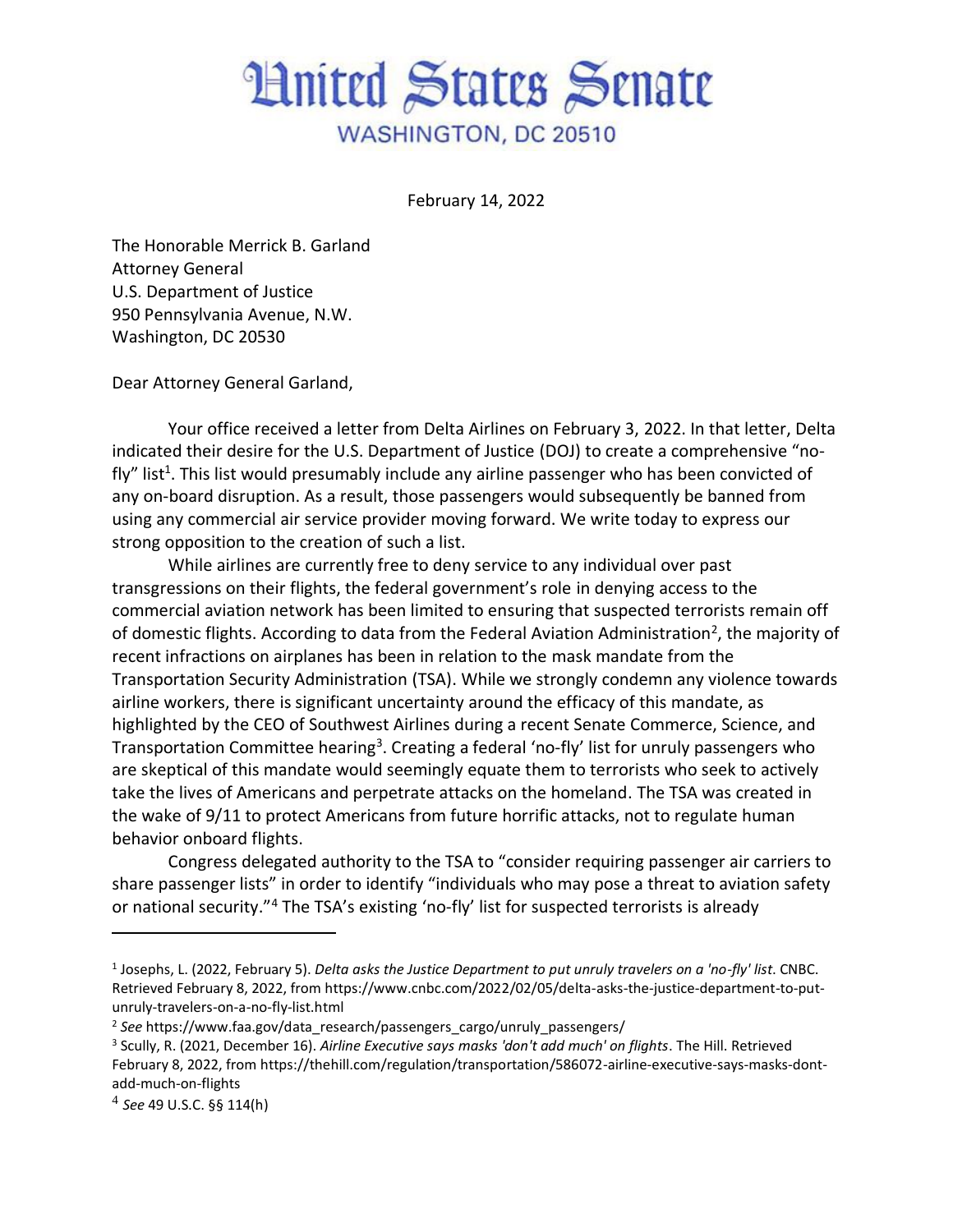# United States Senate

WASHINGTON, DC 20510

February 14, 2022

The Honorable Merrick B. Garland
Attorney General
U.S. Department of Justice
950 Pennsylvania Avenue, N.W.
Washington, DC 20530

Dear Attorney General Garland,

Your office received a letter from Delta Airlines on February 3, 2022. In that letter, Delta indicated their desire for the U.S. Department of Justice (DOJ) to create a comprehensive "no-fly" list[1]. This list would presumably include any airline passenger who has been convicted of any on-board disruption. As a result, those passengers would subsequently be banned from using any commercial air service provider moving forward. We write today to express our strong opposition to the creation of such a list.

While airlines are currently free to deny service to any individual over past transgressions on their flights, the federal government's role in denying access to the commercial aviation network has been limited to ensuring that suspected terrorists remain off of domestic flights. According to data from the Federal Aviation Administration[2], the majority of recent infractions on airplanes has been in relation to the mask mandate from the Transportation Security Administration (TSA). While we strongly condemn any violence towards airline workers, there is significant uncertainty around the efficacy of this mandate, as highlighted by the CEO of Southwest Airlines during a recent Senate Commerce, Science, and Transportation Committee hearing[3]. Creating a federal 'no-fly' list for unruly passengers who are skeptical of this mandate would seemingly equate them to terrorists who seek to actively take the lives of Americans and perpetrate attacks on the homeland. The TSA was created in the wake of 9/11 to protect Americans from future horrific attacks, not to regulate human behavior onboard flights.

Congress delegated authority to the TSA to "consider requiring passenger air carriers to share passenger lists" in order to identify "individuals who may pose a threat to aviation safety or national security."[4] The TSA's existing 'no-fly' list for suspected terrorists is already

---

[1] Josephs, L. (2022, February 5). *Delta asks the Justice Department to put unruly travelers on a 'no-fly' list*. CNBC. Retrieved February 8, 2022, from https://www.cnbc.com/2022/02/05/delta-asks-the-justice-department-to-put-unruly-travelers-on-a-no-fly-list.html

[2] *See* https://www.faa.gov/data_research/passengers_cargo/unruly_passengers/

[3] Scully, R. (2021, December 16). *Airline Executive says masks 'don't add much' on flights*. The Hill. Retrieved February 8, 2022, from https://thehill.com/regulation/transportation/586072-airline-executive-says-masks-dont-add-much-on-flights

[4] *See* 49 U.S.C. §§ 114(h)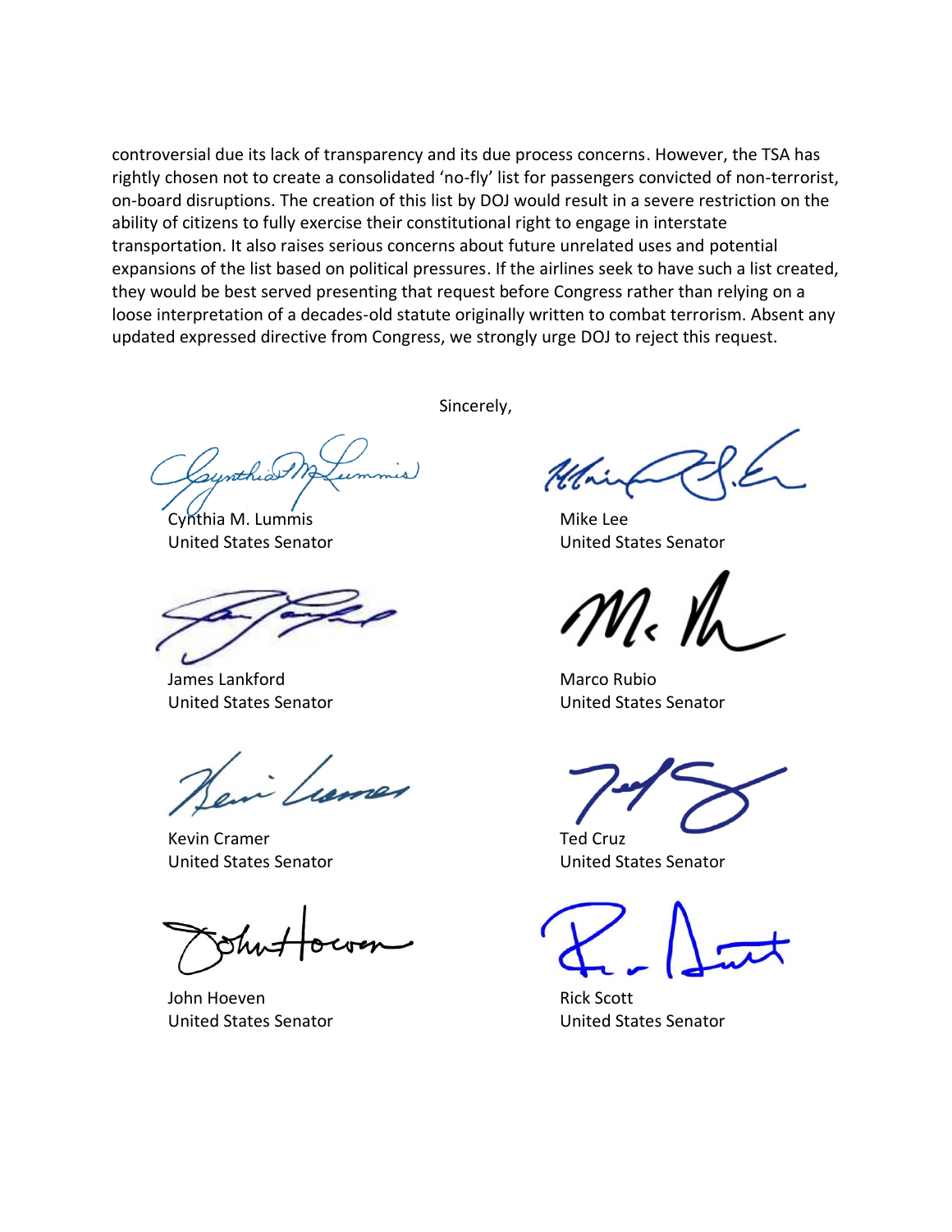controversial due its lack of transparency and its due process concerns. However, the TSA has rightly chosen not to create a consolidated 'no-fly' list for passengers convicted of non-terrorist, on-board disruptions. The creation of this list by DOJ would result in a severe restriction on the ability of citizens to fully exercise their constitutional right to engage in interstate transportation. It also raises serious concerns about future unrelated uses and potential expansions of the list based on political pressures. If the airlines seek to have such a list created, they would be best served presenting that request before Congress rather than relying on a loose interpretation of a decades-old statute originally written to combat terrorism. Absent any updated expressed directive from Congress, we strongly urge DOJ to reject this request.

Sincerely,

Cynthia M. Lummis
United States Senator

Mike Lee
United States Senator

James Lankford
United States Senator

Marco Rubio
United States Senator

Kevin Cramer
United States Senator

Ted Cruz
United States Senator

John Hoeven
United States Senator

Rick Scott
United States Senator